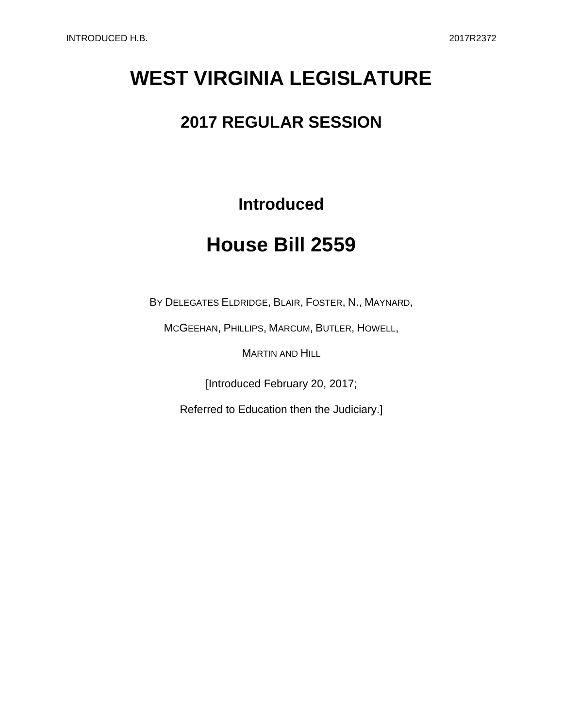# WEST VIRGINIA LEGISLATURE

## 2017 REGULAR SESSION

### Introduced

# House Bill 2559

BY DELEGATES ELDRIDGE, BLAIR, FOSTER, N., MAYNARD,

MCGEEHAN, PHILLIPS, MARCUM, BUTLER, HOWELL,

MARTIN AND HILL

[Introduced February 20, 2017;

Referred to Education then the Judiciary.]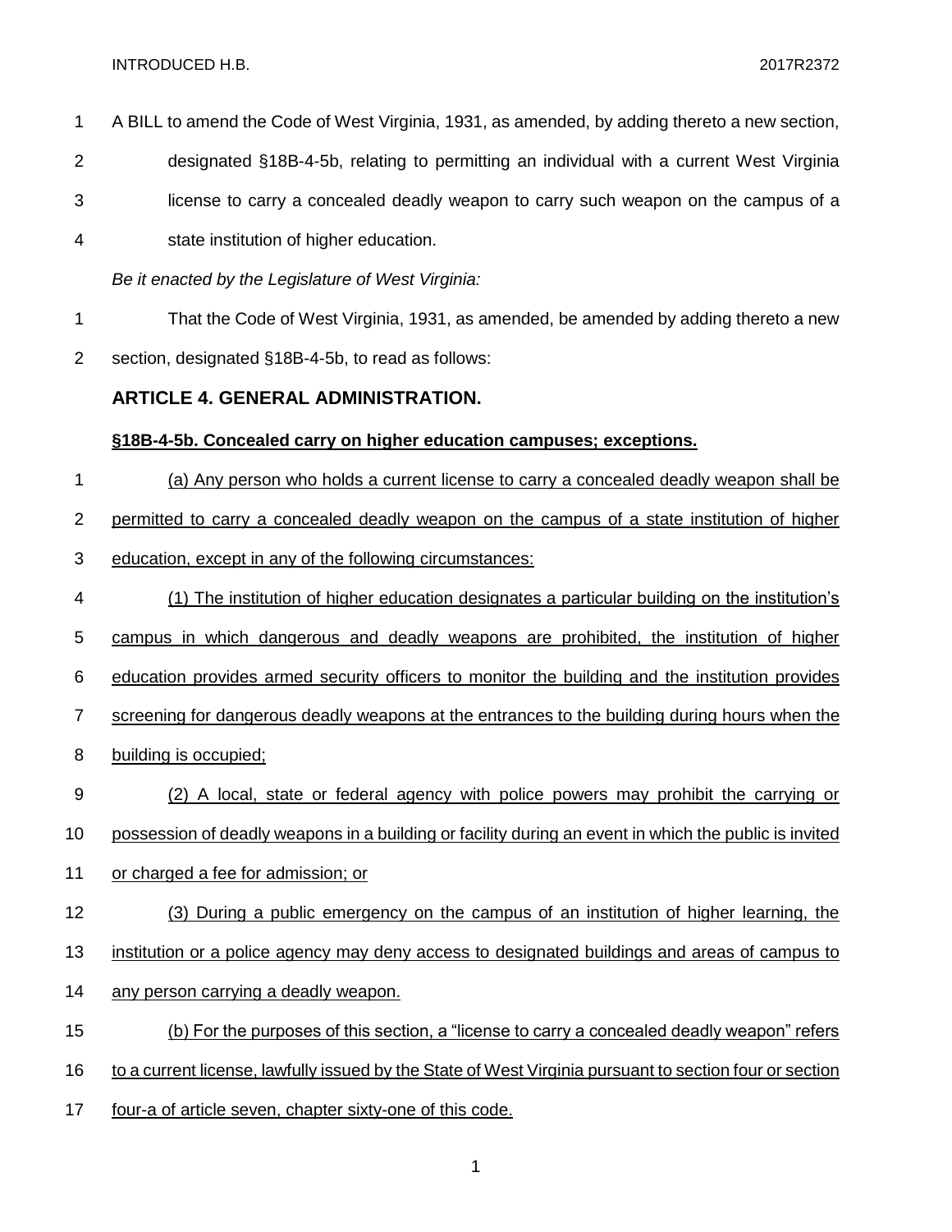A BILL to amend the Code of West Virginia, 1931, as amended, by adding thereto a new section, designated §18B-4-5b, relating to permitting an individual with a current West Virginia license to carry a concealed deadly weapon to carry such weapon on the campus of a state institution of higher education.

*Be it enacted by the Legislature of West Virginia:*

That the Code of West Virginia, 1931, as amended, be amended by adding thereto a new section, designated §18B-4-5b, to read as follows:

## ARTICLE 4. GENERAL ADMINISTRATION.

### §18B-4-5b. Concealed carry on higher education campuses; exceptions.

(a) Any person who holds a current license to carry a concealed deadly weapon shall be permitted to carry a concealed deadly weapon on the campus of a state institution of higher education, except in any of the following circumstances:

(1) The institution of higher education designates a particular building on the institution's campus in which dangerous and deadly weapons are prohibited, the institution of higher education provides armed security officers to monitor the building and the institution provides screening for dangerous deadly weapons at the entrances to the building during hours when the building is occupied;

(2) A local, state or federal agency with police powers may prohibit the carrying or possession of deadly weapons in a building or facility during an event in which the public is invited or charged a fee for admission; or

(3) During a public emergency on the campus of an institution of higher learning, the institution or a police agency may deny access to designated buildings and areas of campus to any person carrying a deadly weapon.

(b) For the purposes of this section, a "license to carry a concealed deadly weapon" refers to a current license, lawfully issued by the State of West Virginia pursuant to section four or section four-a of article seven, chapter sixty-one of this code.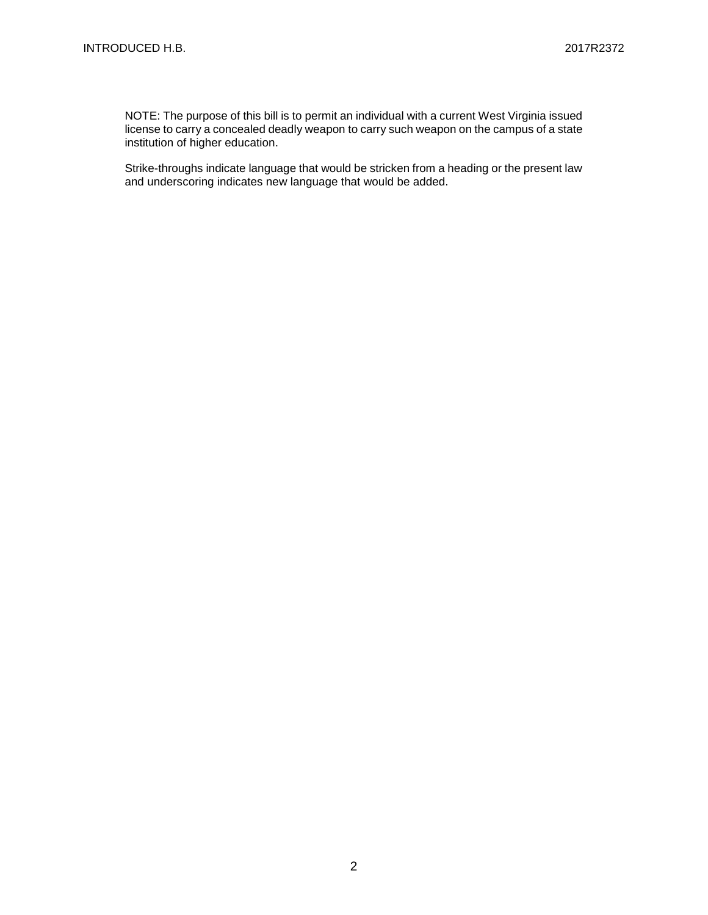NOTE: The purpose of this bill is to permit an individual with a current West Virginia issued license to carry a concealed deadly weapon to carry such weapon on the campus of a state institution of higher education.

Strike-throughs indicate language that would be stricken from a heading or the present law and underscoring indicates new language that would be added.